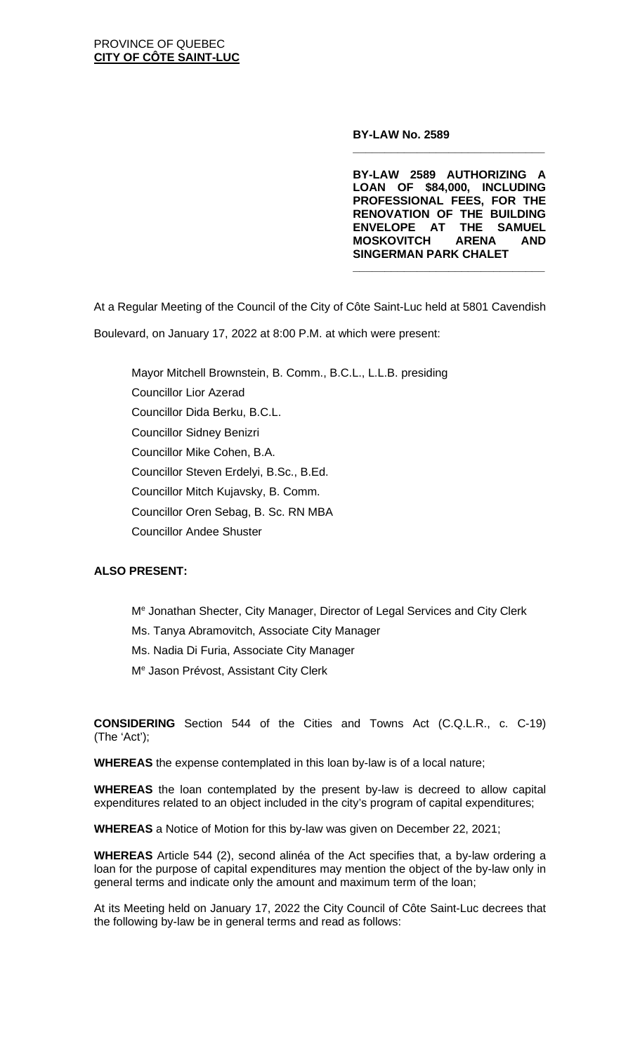PROVINCE OF QUEBEC
**CITY OF CÔTE SAINT-LUC**

**BY-LAW No. 2589**

**BY-LAW 2589 AUTHORIZING A LOAN OF $84,000, INCLUDING PROFESSIONAL FEES, FOR THE RENOVATION OF THE BUILDING ENVELOPE AT THE SAMUEL MOSKOVITCH ARENA AND SINGERMAN PARK CHALET**

At a Regular Meeting of the Council of the City of Côte Saint-Luc held at 5801 Cavendish Boulevard, on January 17, 2022 at 8:00 P.M. at which were present:

Mayor Mitchell Brownstein, B. Comm., B.C.L., L.L.B. presiding
Councillor Lior Azerad
Councillor Dida Berku, B.C.L.
Councillor Sidney Benizri
Councillor Mike Cohen, B.A.
Councillor Steven Erdelyi, B.Sc., B.Ed.
Councillor Mitch Kujavsky, B. Comm.
Councillor Oren Sebag, B. Sc. RN MBA
Councillor Andee Shuster

**ALSO PRESENT:**

Me Jonathan Shecter, City Manager, Director of Legal Services and City Clerk
Ms. Tanya Abramovitch, Associate City Manager
Ms. Nadia Di Furia, Associate City Manager
Me Jason Prévost, Assistant City Clerk

**CONSIDERING** Section 544 of the Cities and Towns Act (C.Q.L.R., c. C-19) (The 'Act');

**WHEREAS** the expense contemplated in this loan by-law is of a local nature;

**WHEREAS** the loan contemplated by the present by-law is decreed to allow capital expenditures related to an object included in the city's program of capital expenditures;

**WHEREAS** a Notice of Motion for this by-law was given on December 22, 2021;

**WHEREAS** Article 544 (2), second alinéa of the Act specifies that, a by-law ordering a loan for the purpose of capital expenditures may mention the object of the by-law only in general terms and indicate only the amount and maximum term of the loan;

At its Meeting held on January 17, 2022 the City Council of Côte Saint-Luc decrees that the following by-law be in general terms and read as follows: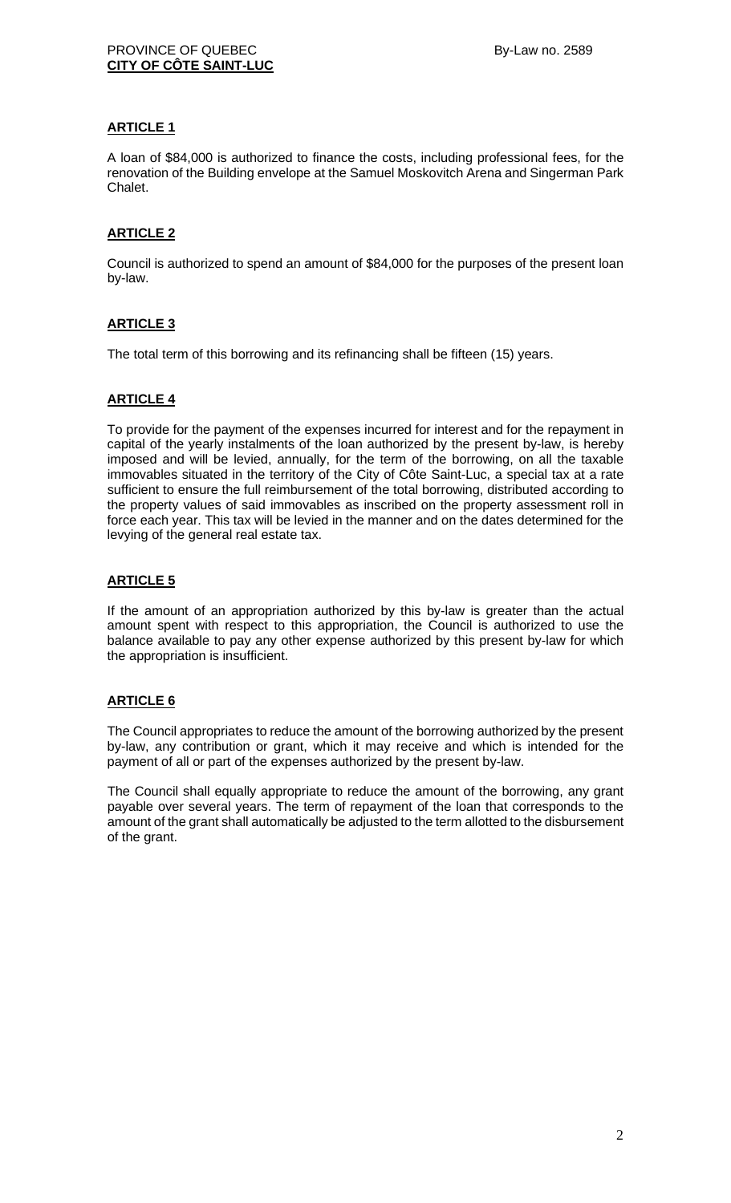## ARTICLE 1

A loan of $84,000 is authorized to finance the costs, including professional fees, for the renovation of the Building envelope at the Samuel Moskovitch Arena and Singerman Park Chalet.

## ARTICLE 2

Council is authorized to spend an amount of $84,000 for the purposes of the present loan by-law.

## ARTICLE 3

The total term of this borrowing and its refinancing shall be fifteen (15) years.

## ARTICLE 4

To provide for the payment of the expenses incurred for interest and for the repayment in capital of the yearly instalments of the loan authorized by the present by-law, is hereby imposed and will be levied, annually, for the term of the borrowing, on all the taxable immovables situated in the territory of the City of Côte Saint-Luc, a special tax at a rate sufficient to ensure the full reimbursement of the total borrowing, distributed according to the property values of said immovables as inscribed on the property assessment roll in force each year. This tax will be levied in the manner and on the dates determined for the levying of the general real estate tax.

## ARTICLE 5

If the amount of an appropriation authorized by this by-law is greater than the actual amount spent with respect to this appropriation, the Council is authorized to use the balance available to pay any other expense authorized by this present by-law for which the appropriation is insufficient.

## ARTICLE 6

The Council appropriates to reduce the amount of the borrowing authorized by the present by-law, any contribution or grant, which it may receive and which is intended for the payment of all or part of the expenses authorized by the present by-law.

The Council shall equally appropriate to reduce the amount of the borrowing, any grant payable over several years. The term of repayment of the loan that corresponds to the amount of the grant shall automatically be adjusted to the term allotted to the disbursement of the grant.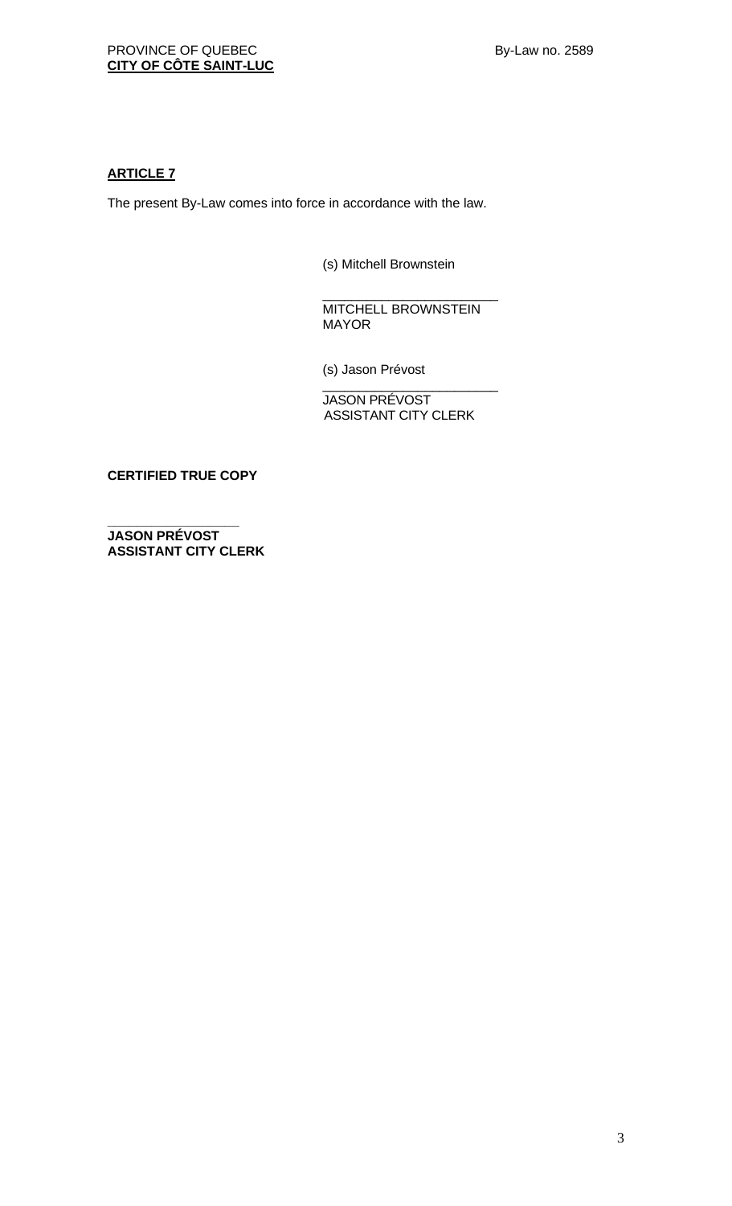**ARTICLE 7**

The present By-Law comes into force in accordance with the law.

(s) Mitchell Brownstein

\_\_\_\_\_\_\_\_\_\_\_\_\_\_\_\_\_\_\_\_\_\_\_\_
MITCHELL BROWNSTEIN
MAYOR

(s) Jason Prévost

\_\_\_\_\_\_\_\_\_\_\_\_\_\_\_\_\_\_\_\_\_\_\_\_
JASON PRÉVOST
ASSISTANT CITY CLERK

**CERTIFIED TRUE COPY**

\_\_\_\_\_\_\_\_\_\_\_\_\_\_\_\_\_\_
**JASON PRÉVOST**
**ASSISTANT CITY CLERK**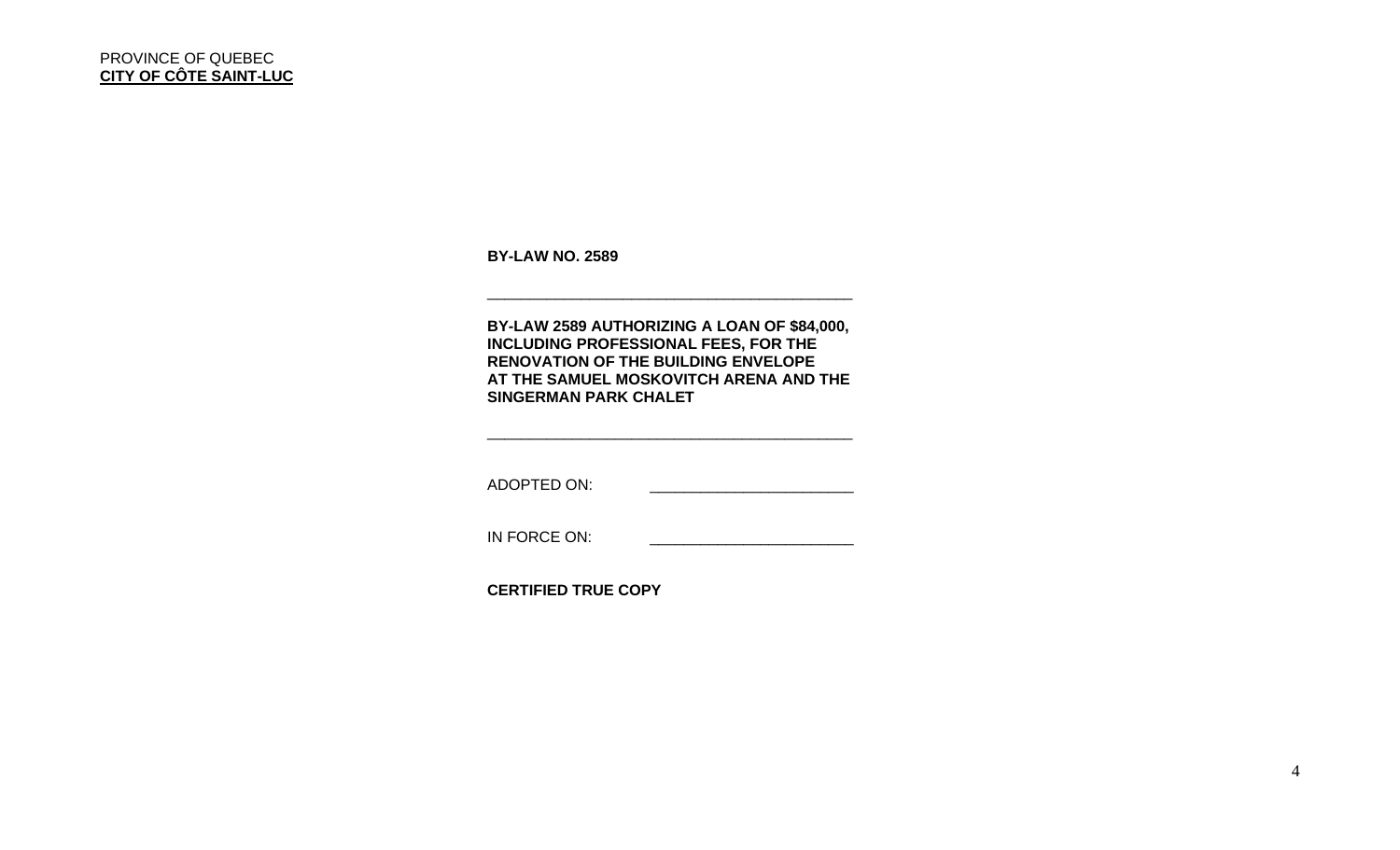PROVINCE OF QUEBEC
**CITY OF CÔTE SAINT-LUC**

**BY-LAW NO. 2589**

---

**BY-LAW 2589 AUTHORIZING A LOAN OF $84,000, INCLUDING PROFESSIONAL FEES, FOR THE RENOVATION OF THE BUILDING ENVELOPE AT THE SAMUEL MOSKOVITCH ARENA AND THE SINGERMAN PARK CHALET**

---

ADOPTED ON: ________________________

IN FORCE ON: ________________________

**CERTIFIED TRUE COPY**